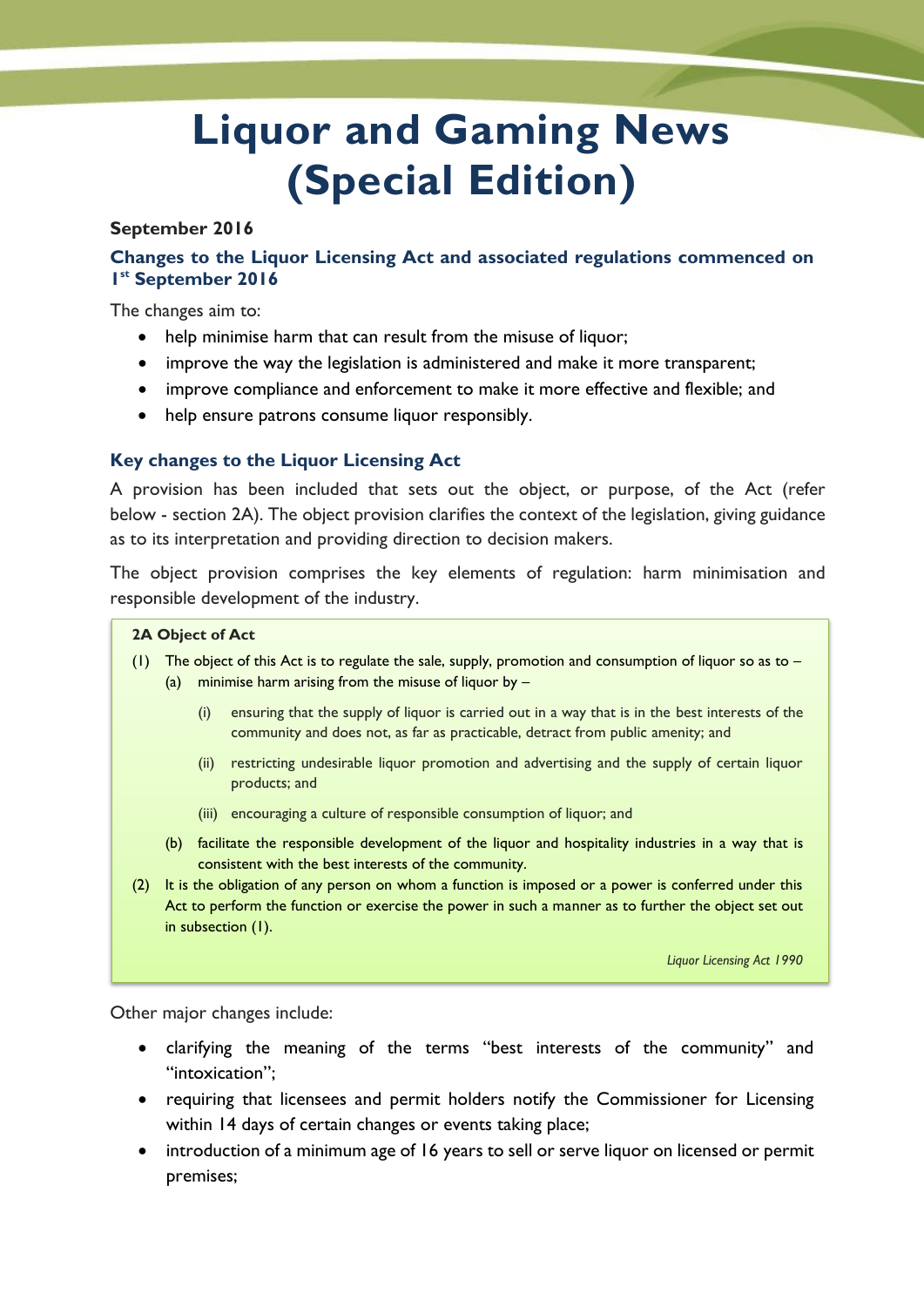# Liquor and Gaming News (Special Edition)

**September 2016**

### Changes to the Liquor Licensing Act and associated regulations commenced on 1st September 2016

The changes aim to:

- help minimise harm that can result from the misuse of liquor;
- improve the way the legislation is administered and make it more transparent;
- improve compliance and enforcement to make it more effective and flexible; and
- help ensure patrons consume liquor responsibly.

### Key changes to the Liquor Licensing Act

A provision has been included that sets out the object, or purpose, of the Act (refer below - section 2A). The object provision clarifies the context of the legislation, giving guidance as to its interpretation and providing direction to decision makers.

The object provision comprises the key elements of regulation: harm minimisation and responsible development of the industry.

> **2A Object of Act**
>
> (1) The object of this Act is to regulate the sale, supply, promotion and consumption of liquor so as to –
>
> (a) minimise harm arising from the misuse of liquor by –
>
> (i) ensuring that the supply of liquor is carried out in a way that is in the best interests of the community and does not, as far as practicable, detract from public amenity; and
>
> (ii) restricting undesirable liquor promotion and advertising and the supply of certain liquor products; and
>
> (iii) encouraging a culture of responsible consumption of liquor; and
>
> (b) facilitate the responsible development of the liquor and hospitality industries in a way that is consistent with the best interests of the community.
>
> (2) It is the obligation of any person on whom a function is imposed or a power is conferred under this Act to perform the function or exercise the power in such a manner as to further the object set out in subsection (1).
>
> *Liquor Licensing Act 1990*

Other major changes include:

- clarifying the meaning of the terms "best interests of the community" and "intoxication";
- requiring that licensees and permit holders notify the Commissioner for Licensing within 14 days of certain changes or events taking place;
- introduction of a minimum age of 16 years to sell or serve liquor on licensed or permit premises;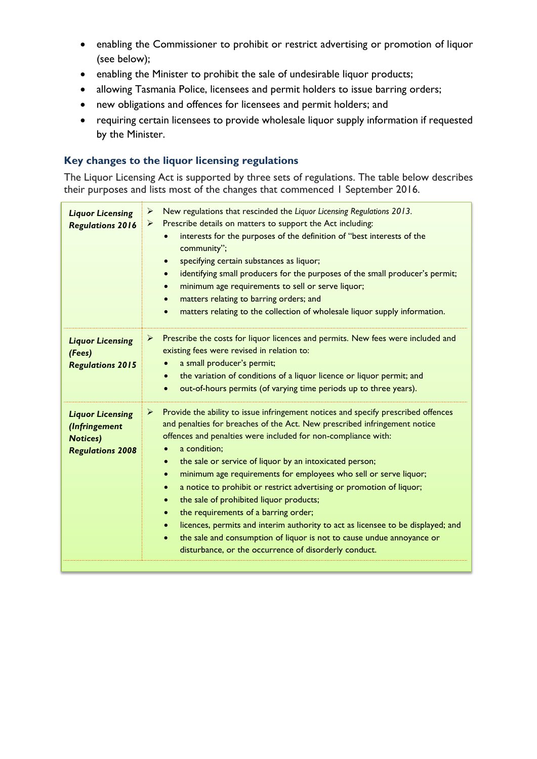- enabling the Commissioner to prohibit or restrict advertising or promotion of liquor (see below);
- enabling the Minister to prohibit the sale of undesirable liquor products;
- allowing Tasmania Police, licensees and permit holders to issue barring orders;
- new obligations and offences for licensees and permit holders; and
- requiring certain licensees to provide wholesale liquor supply information if requested by the Minister.

### Key changes to the liquor licensing regulations

The Liquor Licensing Act is supported by three sets of regulations. The table below describes their purposes and lists most of the changes that commenced 1 September 2016.

| | |
|---|---|
| ***Liquor Licensing Regulations 2016*** | ➢ New regulations that rescinded the *Liquor Licensing Regulations 2013*.<br>➢ Prescribe details on matters to support the Act including:<br>• interests for the purposes of the definition of "best interests of the community";<br>• specifying certain substances as liquor;<br>• identifying small producers for the purposes of the small producer's permit;<br>• minimum age requirements to sell or serve liquor;<br>• matters relating to barring orders; and<br>• matters relating to the collection of wholesale liquor supply information. |
| ***Liquor Licensing (Fees) Regulations 2015*** | ➢ Prescribe the costs for liquor licences and permits. New fees were included and existing fees were revised in relation to:<br>• a small producer's permit;<br>• the variation of conditions of a liquor licence or liquor permit; and<br>• out-of-hours permits (of varying time periods up to three years). |
| ***Liquor Licensing (Infringement Notices) Regulations 2008*** | ➢ Provide the ability to issue infringement notices and specify prescribed offences and penalties for breaches of the Act. New prescribed infringement notice offences and penalties were included for non-compliance with:<br>• a condition;<br>• the sale or service of liquor by an intoxicated person;<br>• minimum age requirements for employees who sell or serve liquor;<br>• a notice to prohibit or restrict advertising or promotion of liquor;<br>• the sale of prohibited liquor products;<br>• the requirements of a barring order;<br>• licences, permits and interim authority to act as licensee to be displayed; and<br>• the sale and consumption of liquor is not to cause undue annoyance or disturbance, or the occurrence of disorderly conduct. |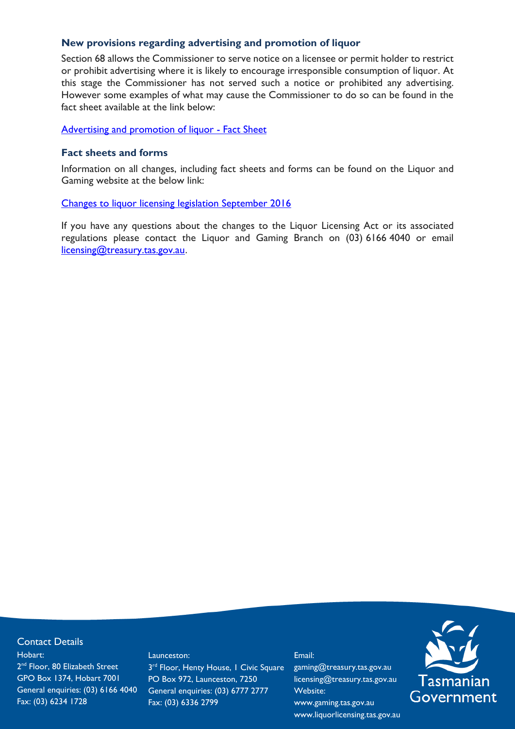### New provisions regarding advertising and promotion of liquor

Section 68 allows the Commissioner to serve notice on a licensee or permit holder to restrict or prohibit advertising where it is likely to encourage irresponsible consumption of liquor. At this stage the Commissioner has not served such a notice or prohibited any advertising. However some examples of what may cause the Commissioner to do so can be found in the fact sheet available at the link below:

Advertising and promotion of liquor - Fact Sheet

### Fact sheets and forms

Information on all changes, including fact sheets and forms can be found on the Liquor and Gaming website at the below link:

Changes to liquor licensing legislation September 2016

If you have any questions about the changes to the Liquor Licensing Act or its associated regulations please contact the Liquor and Gaming Branch on (03) 6166 4040 or email licensing@treasury.tas.gov.au.

Contact Details

Hobart:
2nd Floor, 80 Elizabeth Street
GPO Box 1374, Hobart 7001
General enquiries: (03) 6166 4040
Fax: (03) 6234 1728

Launceston:
3rd Floor, Henty House, 1 Civic Square
PO Box 972, Launceston, 7250
General enquiries: (03) 6777 2777
Fax: (03) 6336 2799

Email:
gaming@treasury.tas.gov.au
licensing@treasury.tas.gov.au
Website:
www.gaming.tas.gov.au
www.liquorlicensing.tas.gov.au

Tasmanian Government